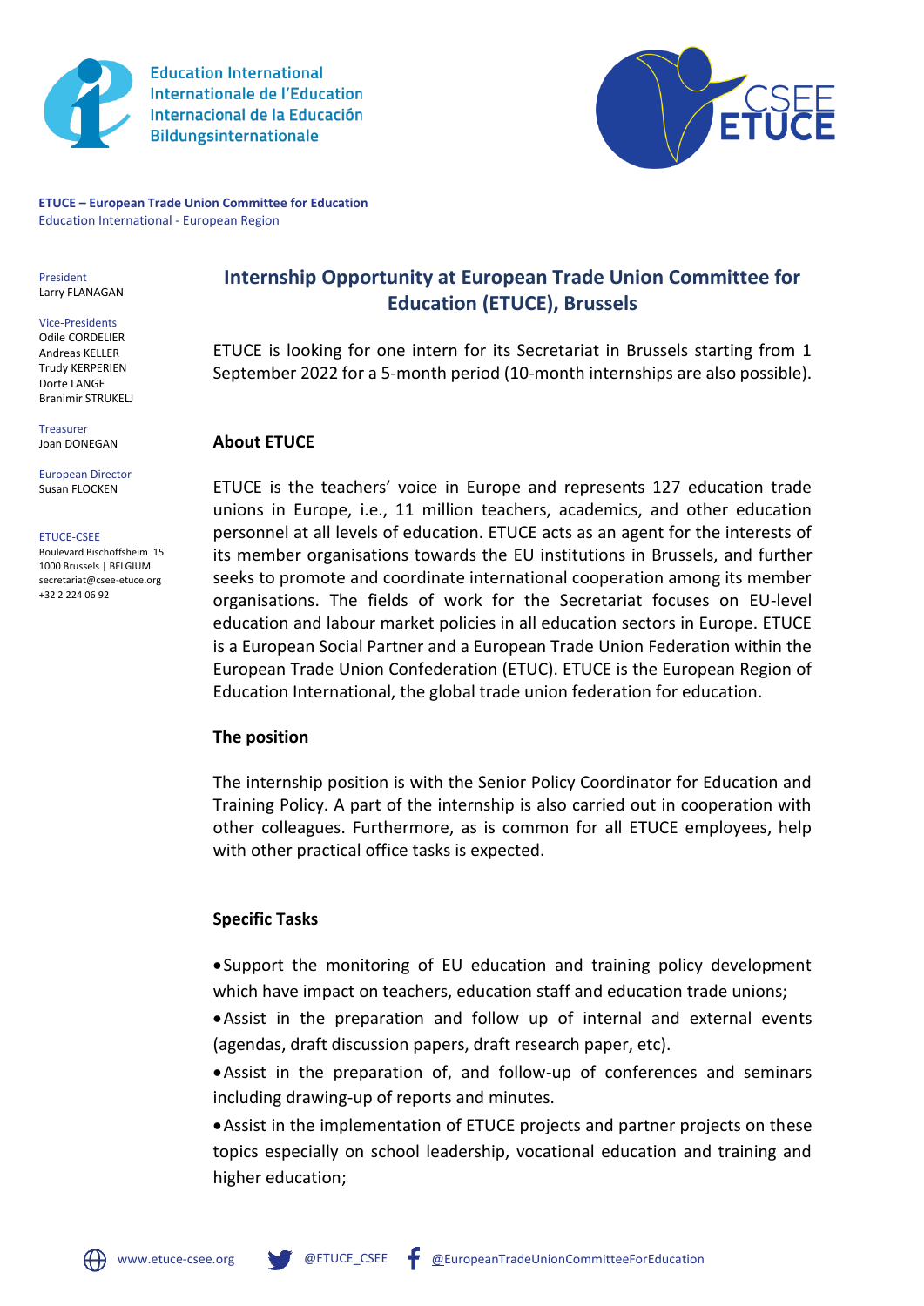Education International
Internationale de l'Education
Internacional de la Educación
Bildungsinternationale

**ETUCE – European Trade Union Committee for Education**
Education International - European Region

President
Larry FLANAGAN

Vice-Presidents
Odile CORDELIER
Andreas KELLER
Trudy KERPERIEN
Dorte LANGE
Branimir STRUKELJ

Treasurer
Joan DONEGAN

European Director
Susan FLOCKEN

ETUCE-CSEE
Boulevard Bischoffsheim 15
1000 Brussels | BELGIUM
secretariat@csee-etuce.org
+32 2 224 06 92

## Internship Opportunity at European Trade Union Committee for Education (ETUCE), Brussels

ETUCE is looking for one intern for its Secretariat in Brussels starting from 1 September 2022 for a 5-month period (10-month internships are also possible).

### About ETUCE

ETUCE is the teachers' voice in Europe and represents 127 education trade unions in Europe, i.e., 11 million teachers, academics, and other education personnel at all levels of education. ETUCE acts as an agent for the interests of its member organisations towards the EU institutions in Brussels, and further seeks to promote and coordinate international cooperation among its member organisations. The fields of work for the Secretariat focuses on EU-level education and labour market policies in all education sectors in Europe. ETUCE is a European Social Partner and a European Trade Union Federation within the European Trade Union Confederation (ETUC). ETUCE is the European Region of Education International, the global trade union federation for education.

### The position

The internship position is with the Senior Policy Coordinator for Education and Training Policy. A part of the internship is also carried out in cooperation with other colleagues. Furthermore, as is common for all ETUCE employees, help with other practical office tasks is expected.

### Specific Tasks

- Support the monitoring of EU education and training policy development which have impact on teachers, education staff and education trade unions;
- Assist in the preparation and follow up of internal and external events (agendas, draft discussion papers, draft research paper, etc).
- Assist in the preparation of, and follow-up of conferences and seminars including drawing-up of reports and minutes.
- Assist in the implementation of ETUCE projects and partner projects on these topics especially on school leadership, vocational education and training and higher education;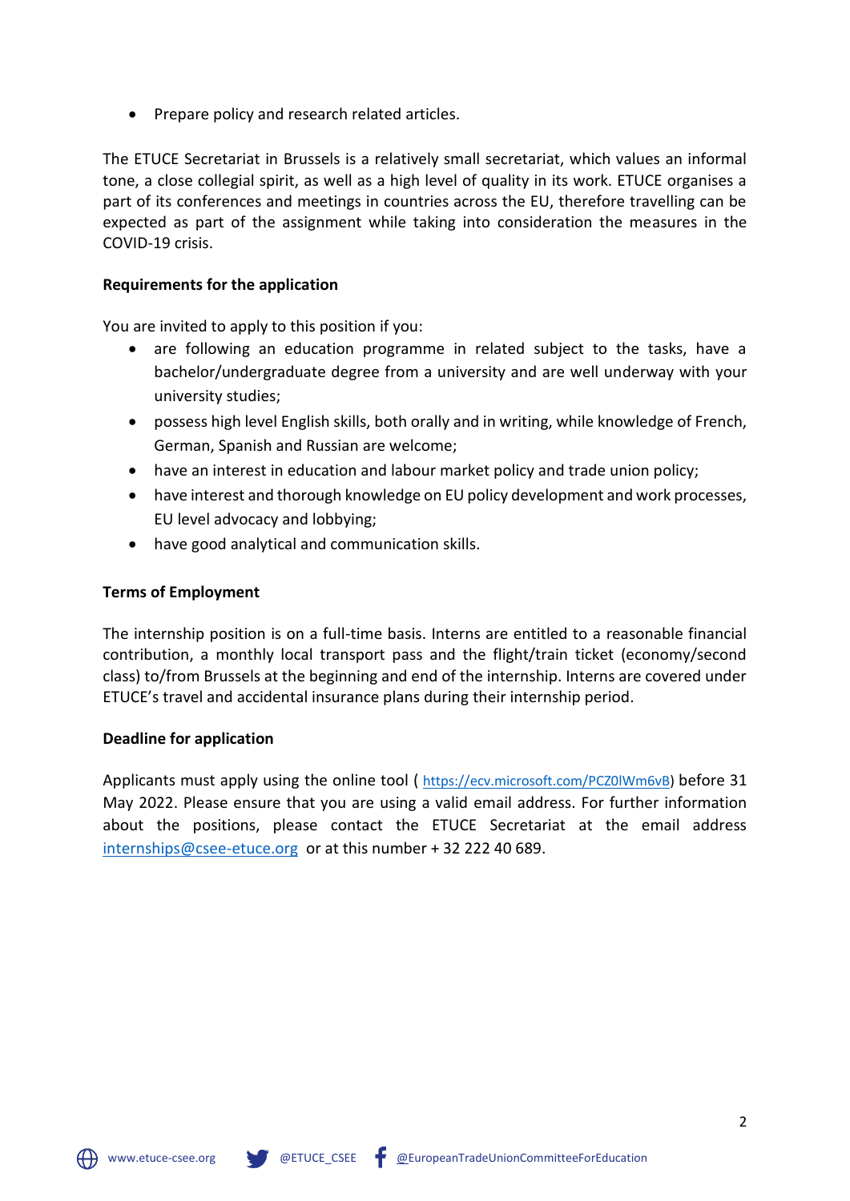- Prepare policy and research related articles.

The ETUCE Secretariat in Brussels is a relatively small secretariat, which values an informal tone, a close collegial spirit, as well as a high level of quality in its work. ETUCE organises a part of its conferences and meetings in countries across the EU, therefore travelling can be expected as part of the assignment while taking into consideration the measures in the COVID-19 crisis.

**Requirements for the application**

You are invited to apply to this position if you:

- are following an education programme in related subject to the tasks, have a bachelor/undergraduate degree from a university and are well underway with your university studies;
- possess high level English skills, both orally and in writing, while knowledge of French, German, Spanish and Russian are welcome;
- have an interest in education and labour market policy and trade union policy;
- have interest and thorough knowledge on EU policy development and work processes, EU level advocacy and lobbying;
- have good analytical and communication skills.

**Terms of Employment**

The internship position is on a full-time basis. Interns are entitled to a reasonable financial contribution, a monthly local transport pass and the flight/train ticket (economy/second class) to/from Brussels at the beginning and end of the internship. Interns are covered under ETUCE's travel and accidental insurance plans during their internship period.

**Deadline for application**

Applicants must apply using the online tool ( https://ecv.microsoft.com/PCZ0lWm6vB) before 31 May 2022. Please ensure that you are using a valid email address. For further information about the positions, please contact the ETUCE Secretariat at the email address internships@csee-etuce.org or at this number + 32 222 40 689.